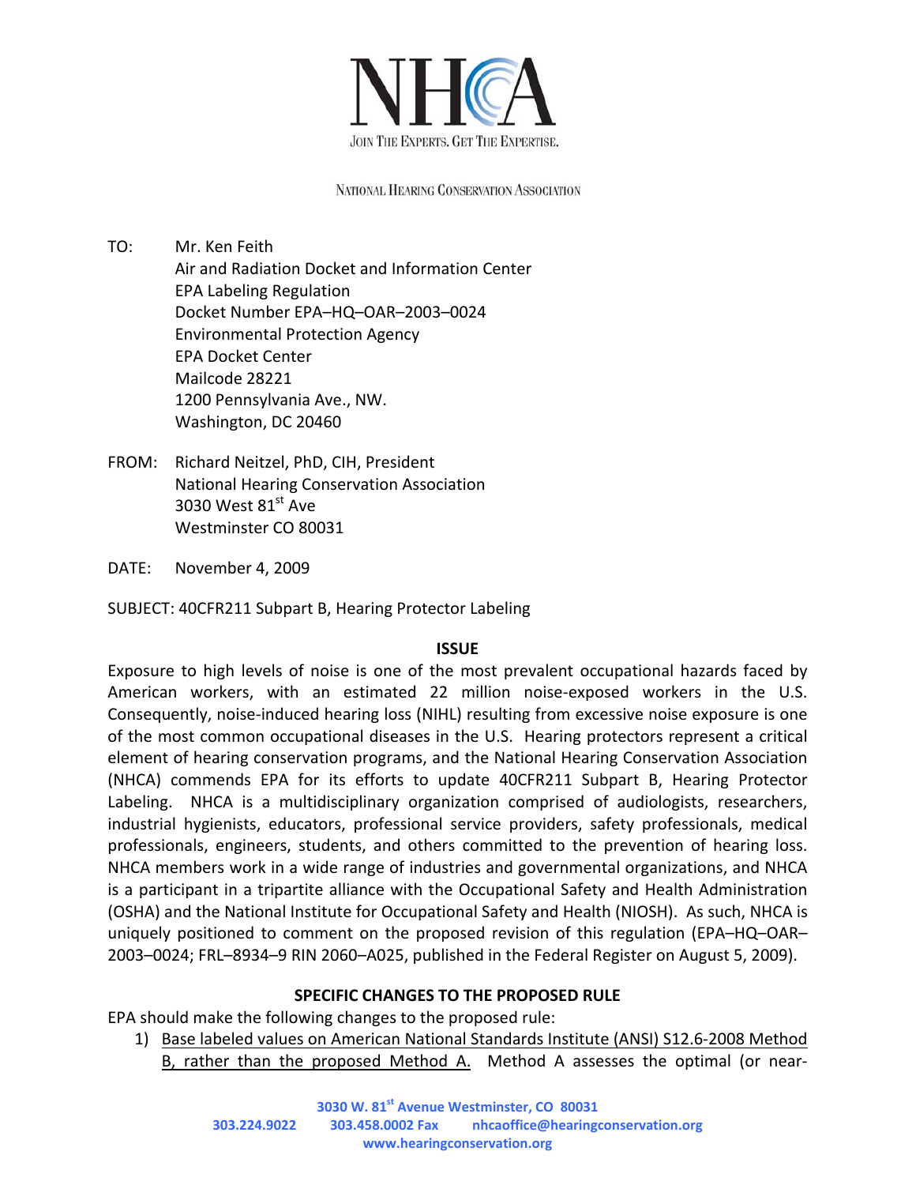# NHCA

JOIN THE EXPERTS. GET THE EXPERTISE.

NATIONAL HEARING CONSERVATION ASSOCIATION

TO: Mr. Ken Feith
Air and Radiation Docket and Information Center
EPA Labeling Regulation
Docket Number EPA–HQ–OAR–2003–0024
Environmental Protection Agency
EPA Docket Center
Mailcode 28221
1200 Pennsylvania Ave., NW.
Washington, DC 20460

FROM: Richard Neitzel, PhD, CIH, President
National Hearing Conservation Association
3030 West 81st Ave
Westminster CO 80031

DATE: November 4, 2009

SUBJECT: 40CFR211 Subpart B, Hearing Protector Labeling

## ISSUE

Exposure to high levels of noise is one of the most prevalent occupational hazards faced by American workers, with an estimated 22 million noise-exposed workers in the U.S. Consequently, noise-induced hearing loss (NIHL) resulting from excessive noise exposure is one of the most common occupational diseases in the U.S. Hearing protectors represent a critical element of hearing conservation programs, and the National Hearing Conservation Association (NHCA) commends EPA for its efforts to update 40CFR211 Subpart B, Hearing Protector Labeling. NHCA is a multidisciplinary organization comprised of audiologists, researchers, industrial hygienists, educators, professional service providers, safety professionals, medical professionals, engineers, students, and others committed to the prevention of hearing loss. NHCA members work in a wide range of industries and governmental organizations, and NHCA is a participant in a tripartite alliance with the Occupational Safety and Health Administration (OSHA) and the National Institute for Occupational Safety and Health (NIOSH). As such, NHCA is uniquely positioned to comment on the proposed revision of this regulation (EPA–HQ–OAR–2003–0024; FRL–8934–9 RIN 2060–A025, published in the Federal Register on August 5, 2009).

## SPECIFIC CHANGES TO THE PROPOSED RULE

EPA should make the following changes to the proposed rule:

1) Base labeled values on American National Standards Institute (ANSI) S12.6-2008 Method B, rather than the proposed Method A. Method A assesses the optimal (or near-

3030 W. 81st Avenue Westminster, CO 80031
303.224.9022 303.458.0002 Fax nhcaoffice@hearingconservation.org
www.hearingconservation.org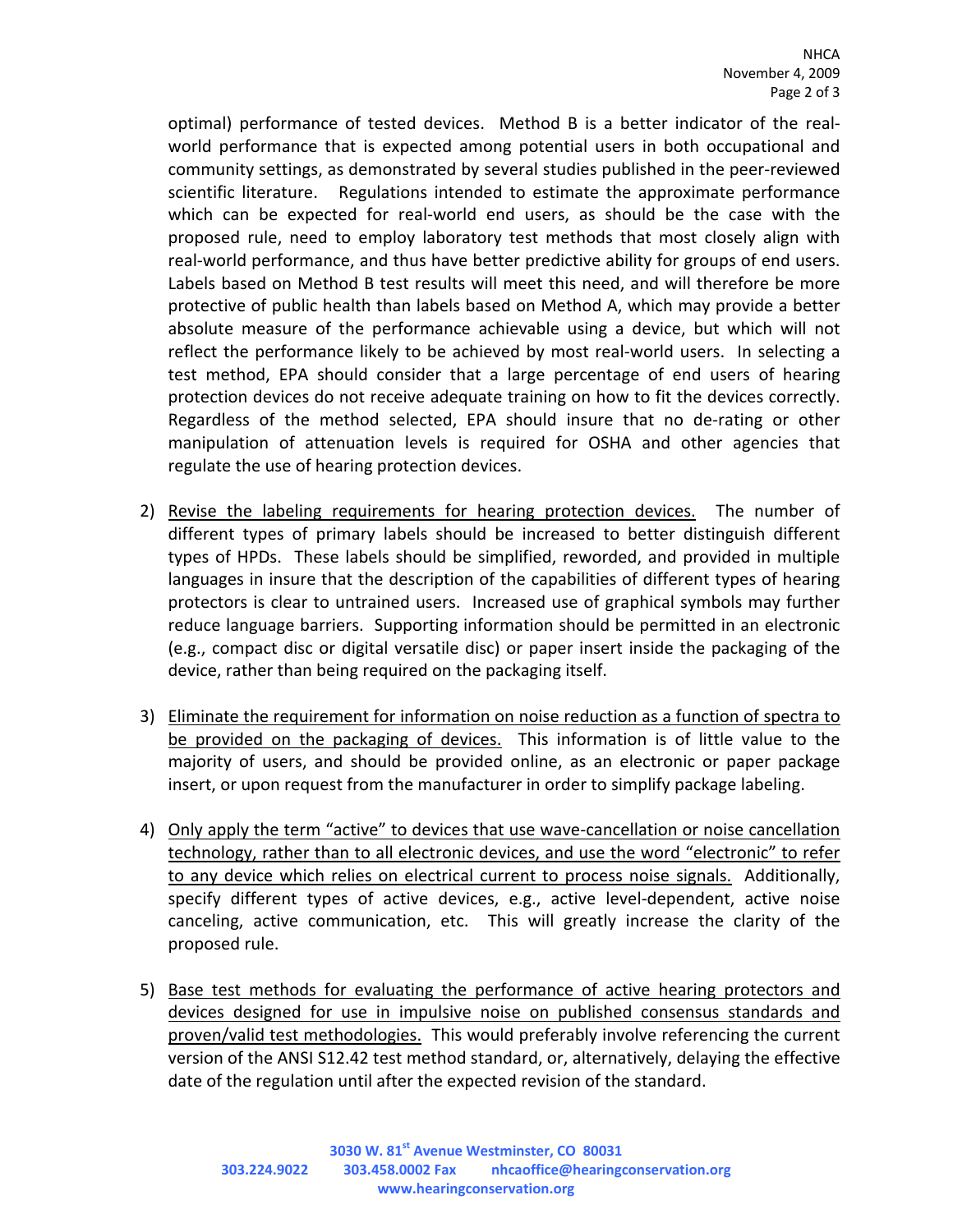optimal) performance of tested devices. Method B is a better indicator of the real-world performance that is expected among potential users in both occupational and community settings, as demonstrated by several studies published in the peer-reviewed scientific literature. Regulations intended to estimate the approximate performance which can be expected for real-world end users, as should be the case with the proposed rule, need to employ laboratory test methods that most closely align with real-world performance, and thus have better predictive ability for groups of end users. Labels based on Method B test results will meet this need, and will therefore be more protective of public health than labels based on Method A, which may provide a better absolute measure of the performance achievable using a device, but which will not reflect the performance likely to be achieved by most real-world users. In selecting a test method, EPA should consider that a large percentage of end users of hearing protection devices do not receive adequate training on how to fit the devices correctly. Regardless of the method selected, EPA should insure that no de-rating or other manipulation of attenuation levels is required for OSHA and other agencies that regulate the use of hearing protection devices.

2) <u>Revise the labeling requirements for hearing protection devices.</u> The number of different types of primary labels should be increased to better distinguish different types of HPDs. These labels should be simplified, reworded, and provided in multiple languages in insure that the description of the capabilities of different types of hearing protectors is clear to untrained users. Increased use of graphical symbols may further reduce language barriers. Supporting information should be permitted in an electronic (e.g., compact disc or digital versatile disc) or paper insert inside the packaging of the device, rather than being required on the packaging itself.

3) <u>Eliminate the requirement for information on noise reduction as a function of spectra to be provided on the packaging of devices.</u> This information is of little value to the majority of users, and should be provided online, as an electronic or paper package insert, or upon request from the manufacturer in order to simplify package labeling.

4) <u>Only apply the term "active" to devices that use wave-cancellation or noise cancellation technology, rather than to all electronic devices, and use the word "electronic" to refer to any device which relies on electrical current to process noise signals.</u> Additionally, specify different types of active devices, e.g., active level-dependent, active noise canceling, active communication, etc. This will greatly increase the clarity of the proposed rule.

5) <u>Base test methods for evaluating the performance of active hearing protectors and devices designed for use in impulsive noise on published consensus standards and proven/valid test methodologies.</u> This would preferably involve referencing the current version of the ANSI S12.42 test method standard, or, alternatively, delaying the effective date of the regulation until after the expected revision of the standard.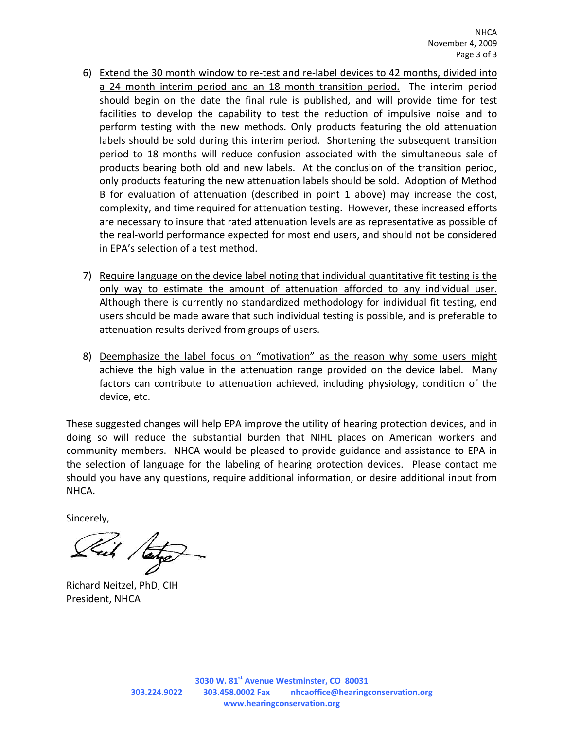6) Extend the 30 month window to re-test and re-label devices to 42 months, divided into a 24 month interim period and an 18 month transition period. The interim period should begin on the date the final rule is published, and will provide time for test facilities to develop the capability to test the reduction of impulsive noise and to perform testing with the new methods. Only products featuring the old attenuation labels should be sold during this interim period. Shortening the subsequent transition period to 18 months will reduce confusion associated with the simultaneous sale of products bearing both old and new labels. At the conclusion of the transition period, only products featuring the new attenuation labels should be sold. Adoption of Method B for evaluation of attenuation (described in point 1 above) may increase the cost, complexity, and time required for attenuation testing. However, these increased efforts are necessary to insure that rated attenuation levels are as representative as possible of the real-world performance expected for most end users, and should not be considered in EPA's selection of a test method.

7) Require language on the device label noting that individual quantitative fit testing is the only way to estimate the amount of attenuation afforded to any individual user. Although there is currently no standardized methodology for individual fit testing, end users should be made aware that such individual testing is possible, and is preferable to attenuation results derived from groups of users.

8) Deemphasize the label focus on "motivation" as the reason why some users might achieve the high value in the attenuation range provided on the device label. Many factors can contribute to attenuation achieved, including physiology, condition of the device, etc.

These suggested changes will help EPA improve the utility of hearing protection devices, and in doing so will reduce the substantial burden that NIHL places on American workers and community members. NHCA would be pleased to provide guidance and assistance to EPA in the selection of language for the labeling of hearing protection devices. Please contact me should you have any questions, require additional information, or desire additional input from NHCA.

Sincerely,

Richard Neitzel, PhD, CIH
President, NHCA

**3030 W. 81st Avenue Westminster, CO 80031**
**303.224.9022 303.458.0002 Fax nhcaoffice@hearingconservation.org**
**www.hearingconservation.org**